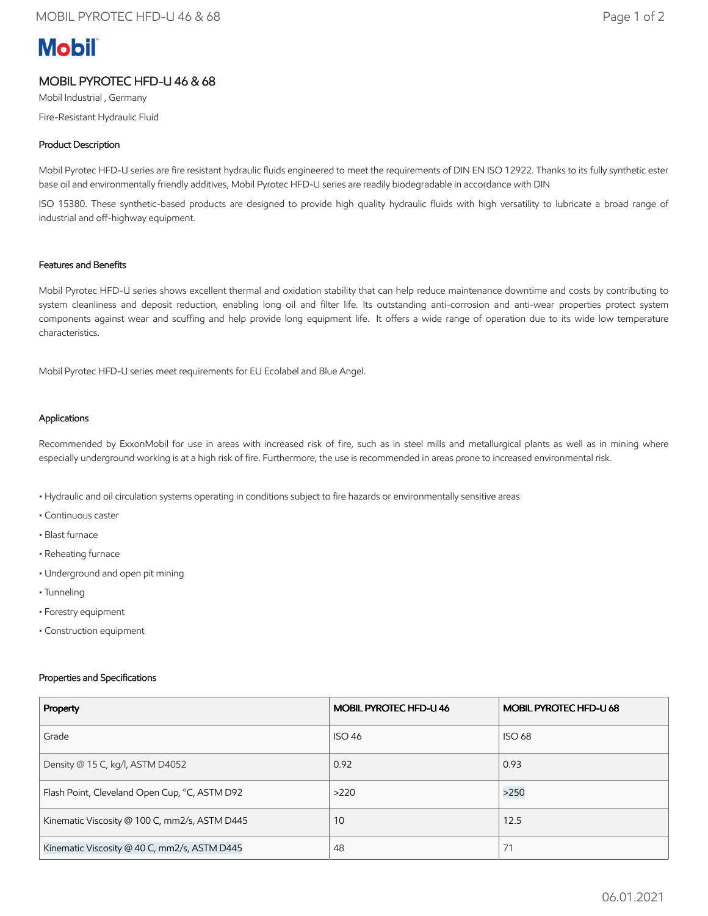Mobil

# MOBIL PYROTEC HFD-U 46 & 68

Mobil Industrial , Germany

Fire-Resistant Hydraulic Fluid

## Product Description

Mobil Pyrotec HFD-U series are fire resistant hydraulic fluids engineered to meet the requirements of DIN EN ISO 12922. Thanks to its fully synthetic ester base oil and environmentally friendly additives, Mobil Pyrotec HFD-U series are readily biodegradable in accordance with DIN

ISO 15380. These synthetic-based products are designed to provide high quality hydraulic fluids with high versatility to lubricate a broad range of industrial and off-highway equipment.

## Features and Benefits

Mobil Pyrotec HFD-U series shows excellent thermal and oxidation stability that can help reduce maintenance downtime and costs by contributing to system cleanliness and deposit reduction, enabling long oil and filter life. Its outstanding anti-corrosion and anti-wear properties protect system components against wear and scuffing and help provide long equipment life. It offers a wide range of operation due to its wide low temperature characteristics.

Mobil Pyrotec HFD-U series meet requirements for EU Ecolabel and Blue Angel.

## Applications

Recommended by ExxonMobil for use in areas with increased risk of fire, such as in steel mills and metallurgical plants as well as in mining where especially underground working is at a high risk of fire. Furthermore, the use is recommended in areas prone to increased environmental risk.

- Hydraulic and oil circulation systems operating in conditions subject to fire hazards or environmentally sensitive areas
- Continuous caster
- Blast furnace
- Reheating furnace
- Underground and open pit mining
- Tunneling
- Forestry equipment
- Construction equipment

## Properties and Specifications

| Property | MOBIL PYROTEC HFD-U 46 | MOBIL PYROTEC HFD-U 68 |
|---|---|---|
| Grade | ISO 46 | ISO 68 |
| Density @ 15 C, kg/l, ASTM D4052 | 0.92 | 0.93 |
| Flash Point, Cleveland Open Cup, °C, ASTM D92 | >220 | >250 |
| Kinematic Viscosity @ 100 C, mm2/s, ASTM D445 | 10 | 12.5 |
| Kinematic Viscosity @ 40 C, mm2/s, ASTM D445 | 48 | 71 |

06.01.2021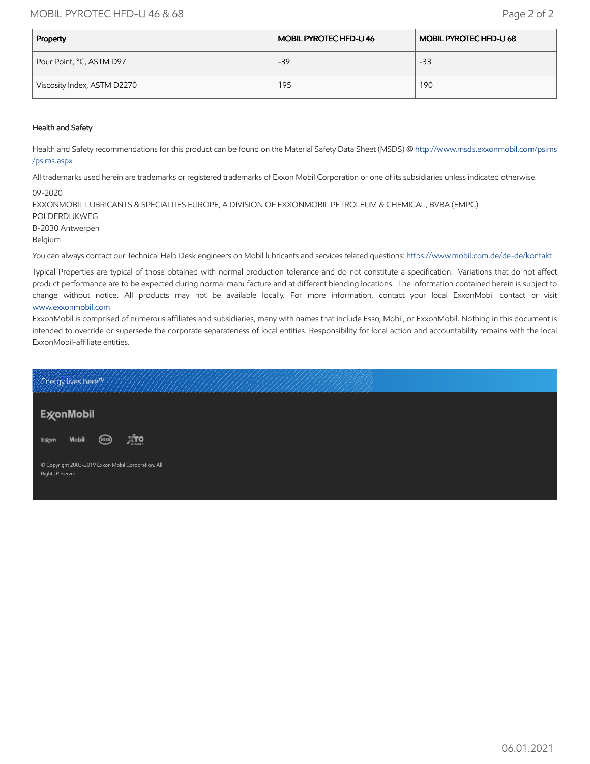| Property | MOBIL PYROTEC HFD-U 46 | MOBIL PYROTEC HFD-U 68 |
| --- | --- | --- |
| Pour Point, °C, ASTM D97 | -39 | -33 |
| Viscosity Index, ASTM D2270 | 195 | 190 |

### Health and Safety

Health and Safety recommendations for this product can be found on the Material Safety Data Sheet (MSDS) @ http://www.msds.exxonmobil.com/psims/psims.aspx

All trademarks used herein are trademarks or registered trademarks of Exxon Mobil Corporation or one of its subsidiaries unless indicated otherwise.

09-2020
EXXONMOBIL LUBRICANTS & SPECIALTIES EUROPE, A DIVISION OF EXXONMOBIL PETROLEUM & CHEMICAL, BVBA (EMPC)
POLDERDIJKWEG
B-2030 Antwerpen
Belgium

You can always contact our Technical Help Desk engineers on Mobil lubricants and services related questions: https://www.mobil.com.de/de-de/kontakt

Typical Properties are typical of those obtained with normal production tolerance and do not constitute a specification. Variations that do not affect product performance are to be expected during normal manufacture and at different blending locations. The information contained herein is subject to change without notice. All products may not be available locally. For more information, contact your local ExxonMobil contact or visit www.exxonmobil.com

ExxonMobil is comprised of numerous affiliates and subsidiaries, many with names that include Esso, Mobil, or ExxonMobil. Nothing in this document is intended to override or supersede the corporate separateness of local entities. Responsibility for local action and accountability remains with the local ExxonMobil-affiliate entities.

Energy lives here™

ExxonMobil

Exxon Mobil Esso XTO

© Copyright 2003-2019 Exxon Mobil Corporation. All Rights Reserved